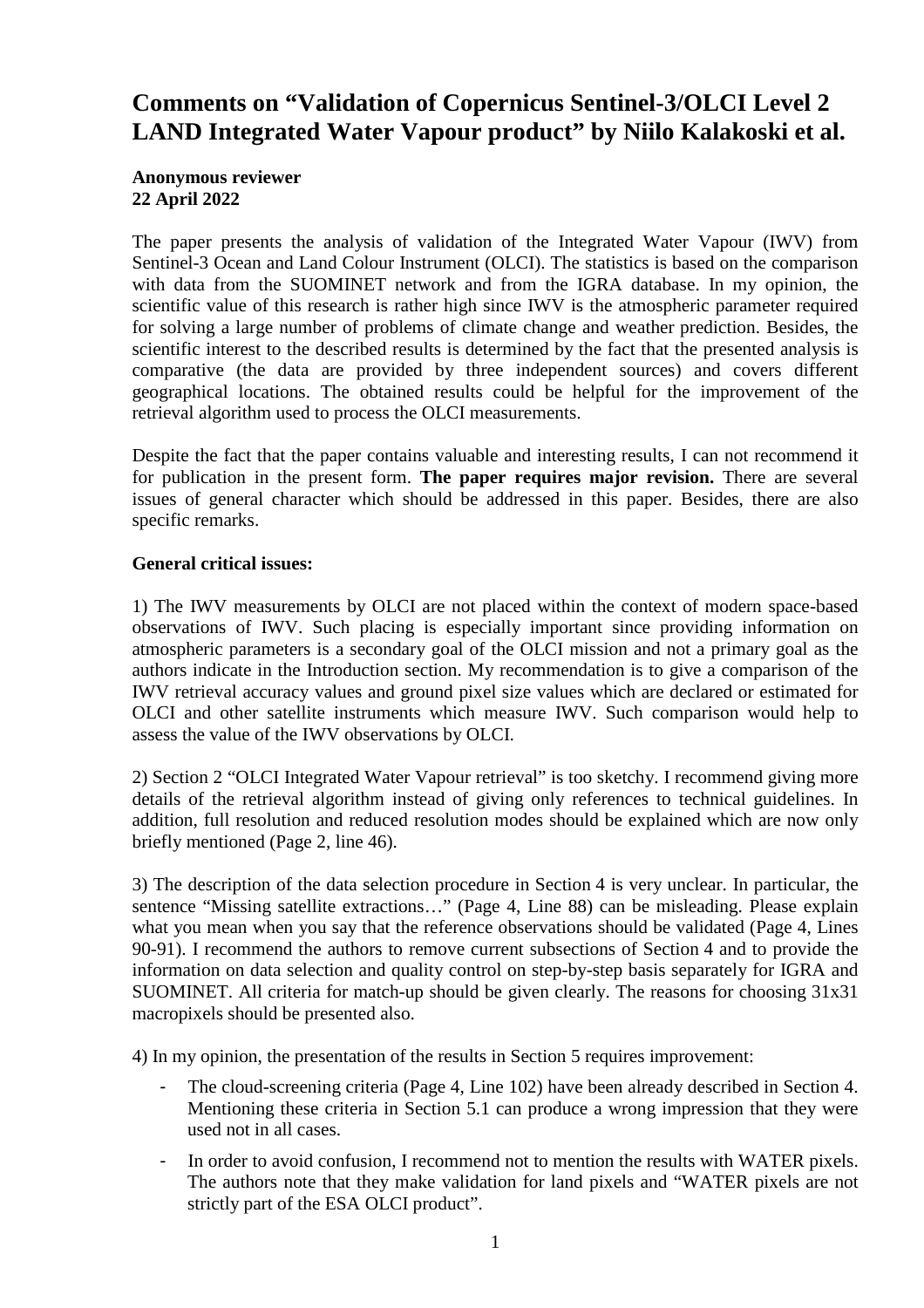# Comments on "Validation of Copernicus Sentinel-3/OLCI Level 2 LAND Integrated Water Vapour product" by Niilo Kalakoski et al.

**Anonymous reviewer**
**22 April 2022**

The paper presents the analysis of validation of the Integrated Water Vapour (IWV) from Sentinel-3 Ocean and Land Colour Instrument (OLCI). The statistics is based on the comparison with data from the SUOMINET network and from the IGRA database. In my opinion, the scientific value of this research is rather high since IWV is the atmospheric parameter required for solving a large number of problems of climate change and weather prediction. Besides, the scientific interest to the described results is determined by the fact that the presented analysis is comparative (the data are provided by three independent sources) and covers different geographical locations. The obtained results could be helpful for the improvement of the retrieval algorithm used to process the OLCI measurements.

Despite the fact that the paper contains valuable and interesting results, I can not recommend it for publication in the present form. **The paper requires major revision.** There are several issues of general character which should be addressed in this paper. Besides, there are also specific remarks.

**General critical issues:**

1) The IWV measurements by OLCI are not placed within the context of modern space-based observations of IWV. Such placing is especially important since providing information on atmospheric parameters is a secondary goal of the OLCI mission and not a primary goal as the authors indicate in the Introduction section. My recommendation is to give a comparison of the IWV retrieval accuracy values and ground pixel size values which are declared or estimated for OLCI and other satellite instruments which measure IWV. Such comparison would help to assess the value of the IWV observations by OLCI.

2) Section 2 "OLCI Integrated Water Vapour retrieval" is too sketchy. I recommend giving more details of the retrieval algorithm instead of giving only references to technical guidelines. In addition, full resolution and reduced resolution modes should be explained which are now only briefly mentioned (Page 2, line 46).

3) The description of the data selection procedure in Section 4 is very unclear. In particular, the sentence "Missing satellite extractions…" (Page 4, Line 88) can be misleading. Please explain what you mean when you say that the reference observations should be validated (Page 4, Lines 90-91). I recommend the authors to remove current subsections of Section 4 and to provide the information on data selection and quality control on step-by-step basis separately for IGRA and SUOMINET. All criteria for match-up should be given clearly. The reasons for choosing 31x31 macropixels should be presented also.

4) In my opinion, the presentation of the results in Section 5 requires improvement:

- The cloud-screening criteria (Page 4, Line 102) have been already described in Section 4. Mentioning these criteria in Section 5.1 can produce a wrong impression that they were used not in all cases.
- In order to avoid confusion, I recommend not to mention the results with WATER pixels. The authors note that they make validation for land pixels and "WATER pixels are not strictly part of the ESA OLCI product".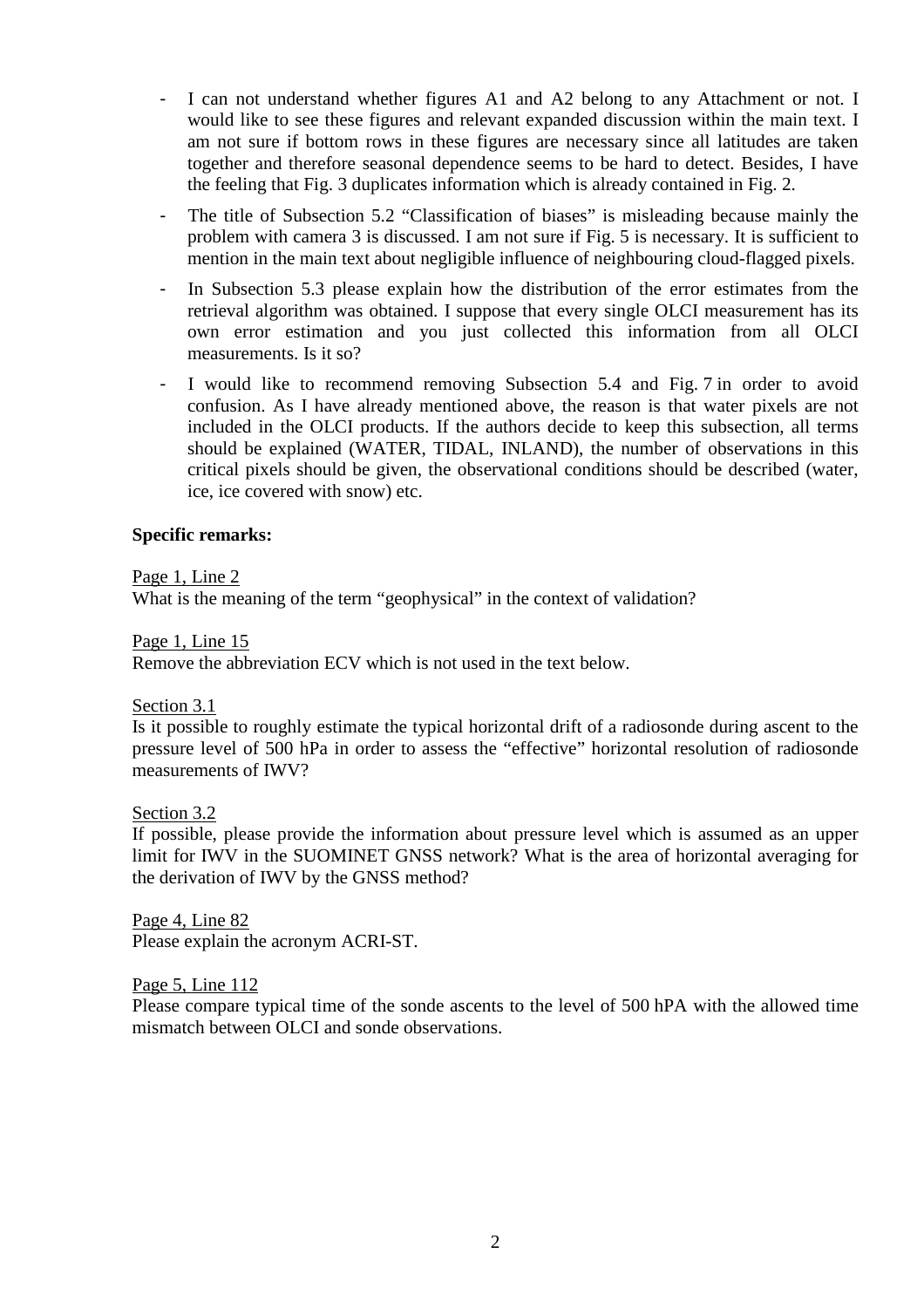- I can not understand whether figures A1 and A2 belong to any Attachment or not. I would like to see these figures and relevant expanded discussion within the main text. I am not sure if bottom rows in these figures are necessary since all latitudes are taken together and therefore seasonal dependence seems to be hard to detect. Besides, I have the feeling that Fig. 3 duplicates information which is already contained in Fig. 2.
- The title of Subsection 5.2 "Classification of biases" is misleading because mainly the problem with camera 3 is discussed. I am not sure if Fig. 5 is necessary. It is sufficient to mention in the main text about negligible influence of neighbouring cloud-flagged pixels.
- In Subsection 5.3 please explain how the distribution of the error estimates from the retrieval algorithm was obtained. I suppose that every single OLCI measurement has its own error estimation and you just collected this information from all OLCI measurements. Is it so?
- I would like to recommend removing Subsection 5.4 and Fig. 7 in order to avoid confusion. As I have already mentioned above, the reason is that water pixels are not included in the OLCI products. If the authors decide to keep this subsection, all terms should be explained (WATER, TIDAL, INLAND), the number of observations in this critical pixels should be given, the observational conditions should be described (water, ice, ice covered with snow) etc.

**Specific remarks:**

Page 1, Line 2
What is the meaning of the term "geophysical" in the context of validation?

Page 1, Line 15
Remove the abbreviation ECV which is not used in the text below.

Section 3.1
Is it possible to roughly estimate the typical horizontal drift of a radiosonde during ascent to the pressure level of 500 hPa in order to assess the "effective" horizontal resolution of radiosonde measurements of IWV?

Section 3.2
If possible, please provide the information about pressure level which is assumed as an upper limit for IWV in the SUOMINET GNSS network? What is the area of horizontal averaging for the derivation of IWV by the GNSS method?

Page 4, Line 82
Please explain the acronym ACRI-ST.

Page 5, Line 112
Please compare typical time of the sonde ascents to the level of 500 hPA with the allowed time mismatch between OLCI and sonde observations.